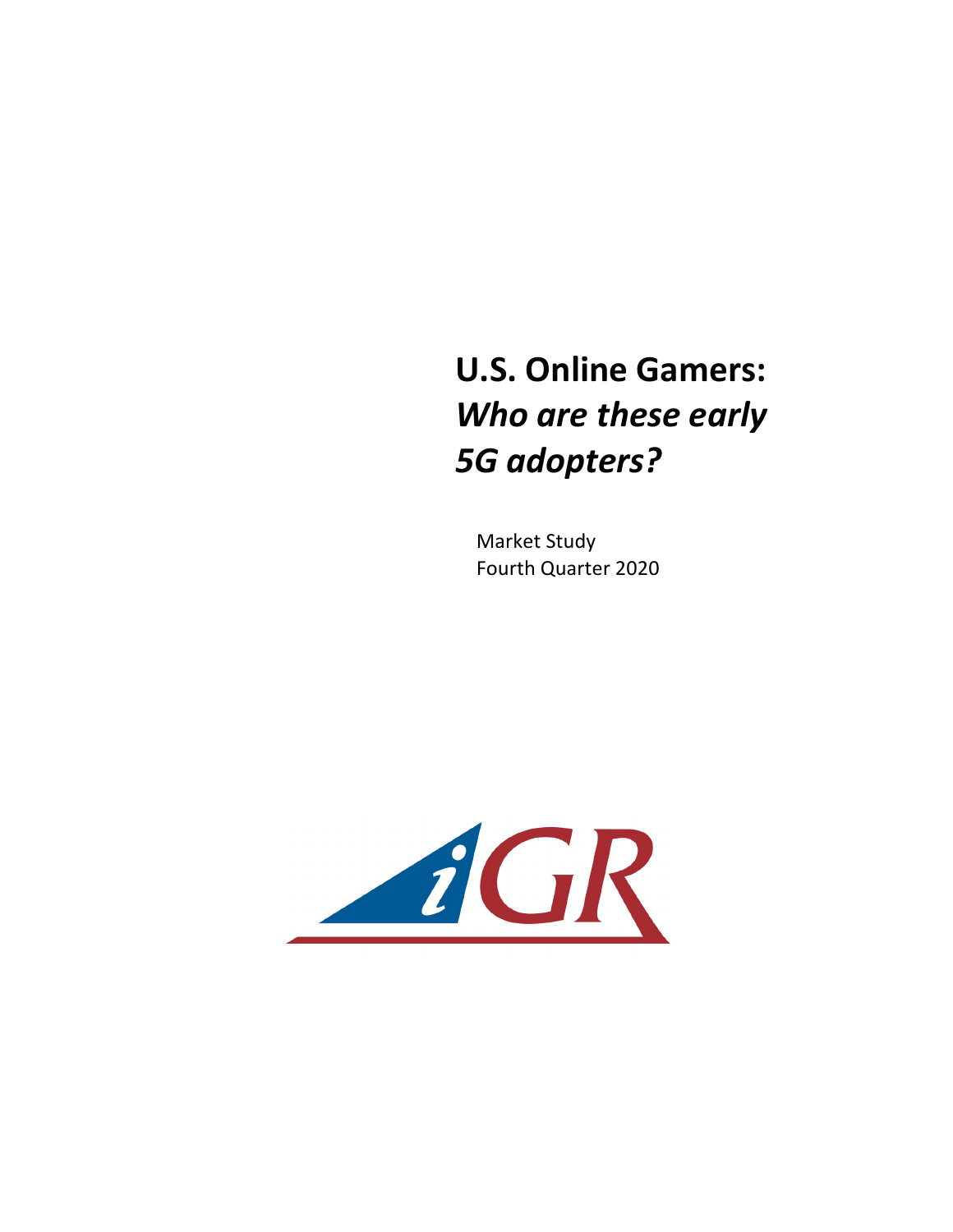# U.S. Online Gamers: *Who are these early 5G adopters?*

Market Study
Fourth Quarter 2020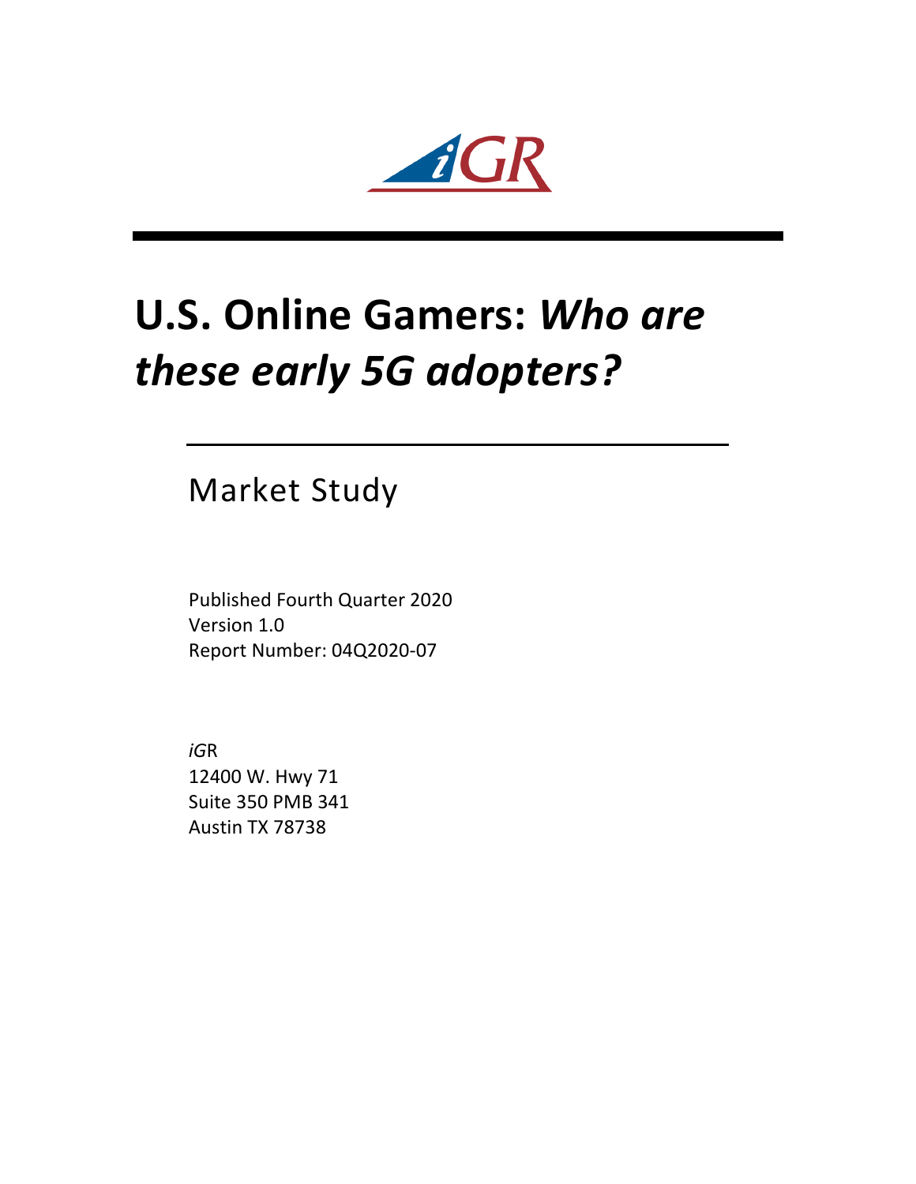# U.S. Online Gamers: *Who are these early 5G adopters?*

## Market Study

Published Fourth Quarter 2020
Version 1.0
Report Number: 04Q2020-07

*iG*R
12400 W. Hwy 71
Suite 350 PMB 341
Austin TX 78738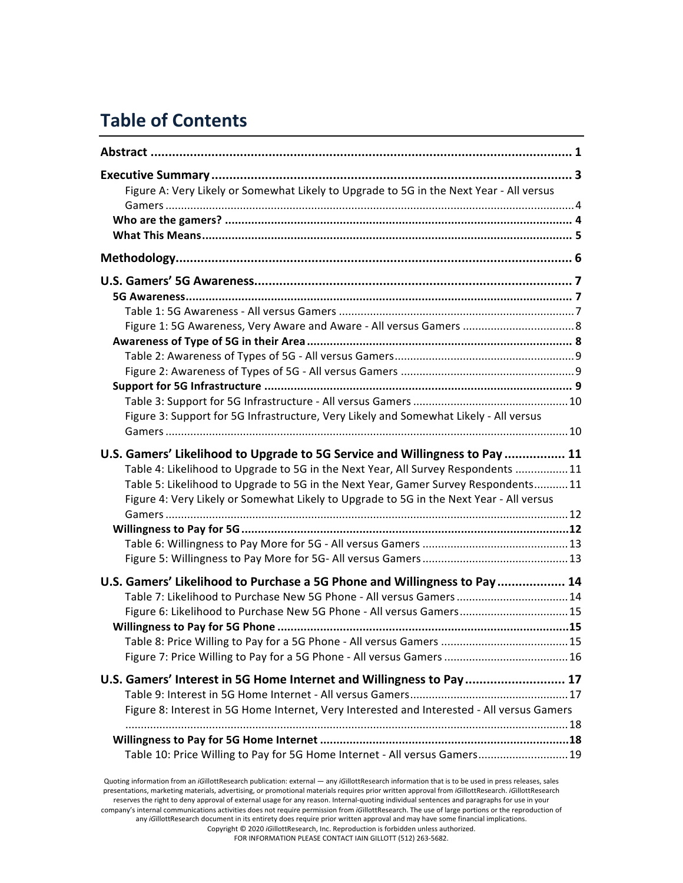# Table of Contents

**Abstract** ........................................................................................................ **1**

**Executive Summary** ........................................................................................ **3**

Figure A: Very Likely or Somewhat Likely to Upgrade to 5G in the Next Year - All versus Gamers ........................................................................................................ 4

**Who are the gamers?** ........................................................................................ **4**

**What This Means** ........................................................................................ **5**

**Methodology** ........................................................................................................ **6**

**U.S. Gamers' 5G Awareness** ........................................................................................ **7**

**5G Awareness** ........................................................................................ **7**

Table 1: 5G Awareness - All versus Gamers ........................................................ 7

Figure 1: 5G Awareness, Very Aware and Aware - All versus Gamers ........................ 8

**Awareness of Type of 5G in their Area** ........................................................ **8**

Table 2: Awareness of Types of 5G - All versus Gamers ........................................ 9

Figure 2: Awareness of Types of 5G - All versus Gamers ........................................ 9

**Support for 5G Infrastructure** ........................................................................ **9**

Table 3: Support for 5G Infrastructure - All versus Gamers ................................ 10

Figure 3: Support for 5G Infrastructure, Very Likely and Somewhat Likely - All versus Gamers ........................................................................................................ 10

**U.S. Gamers' Likelihood to Upgrade to 5G Service and Willingness to Pay** ................ **11**

Table 4: Likelihood to Upgrade to 5G in the Next Year, All Survey Respondents ................ 11

Table 5: Likelihood to Upgrade to 5G in the Next Year, Gamer Survey Respondents ........... 11

Figure 4: Very Likely or Somewhat Likely to Upgrade to 5G in the Next Year - All versus Gamers ........................................................................................................ 12

**Willingness to Pay for 5G** ........................................................................ **12**

Table 6: Willingness to Pay More for 5G - All versus Gamers ................................ 13

Figure 5: Willingness to Pay More for 5G- All versus Gamers ................................ 13

**U.S. Gamers' Likelihood to Purchase a 5G Phone and Willingness to Pay** .................. **14**

Table 7: Likelihood to Purchase New 5G Phone - All versus Gamers ........................ 14

Figure 6: Likelihood to Purchase New 5G Phone - All versus Gamers ........................ 15

**Willingness to Pay for 5G Phone** ........................................................................ **15**

Table 8: Price Willing to Pay for a 5G Phone - All versus Gamers ............................ 15

Figure 7: Price Willing to Pay for a 5G Phone - All versus Gamers ............................ 16

**U.S. Gamers' Interest in 5G Home Internet and Willingness to Pay** ........................... **17**

Table 9: Interest in 5G Home Internet - All versus Gamers ...................................... 17

Figure 8: Interest in 5G Home Internet, Very Interested and Interested - All versus Gamers ........................................................................................................ 18

**Willingness to Pay for 5G Home Internet** ........................................................ **18**

Table 10: Price Willing to Pay for 5G Home Internet - All versus Gamers ................ 19

Quoting information from an *i*GillottResearch publication: external — any *i*GillottResearch information that is to be used in press releases, sales presentations, marketing materials, advertising, or promotional materials requires prior written approval from *i*GillottResearch. *i*GillottResearch reserves the right to deny approval of external usage for any reason. Internal-quoting individual sentences and paragraphs for use in your company's internal communications activities does not require permission from *i*GillottResearch. The use of large portions or the reproduction of any *i*GillottResearch document in its entirety does require prior written approval and may have some financial implications.
Copyright © 2020 *i*GillottResearch, Inc. Reproduction is forbidden unless authorized.
FOR INFORMATION PLEASE CONTACT IAIN GILLOTT (512) 263-5682.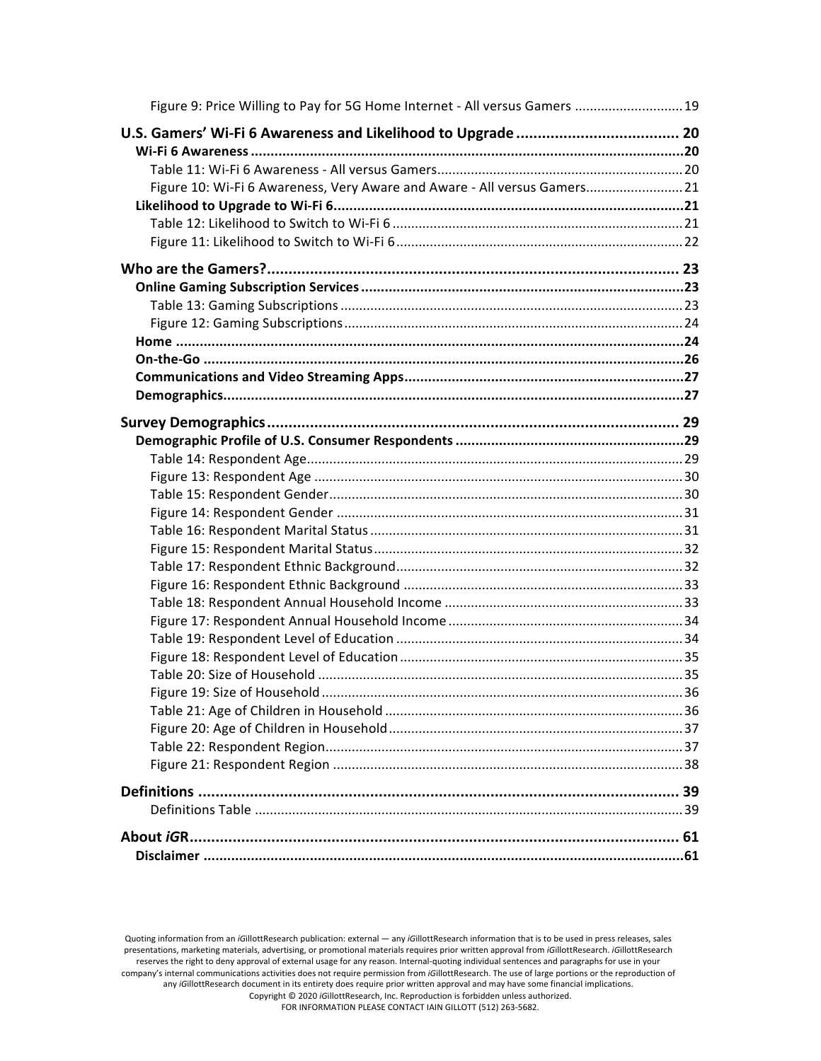Figure 9: Price Willing to Pay for 5G Home Internet - All versus Gamers ............................ 19

**U.S. Gamers' Wi-Fi 6 Awareness and Likelihood to Upgrade ...................................... 20**

**Wi-Fi 6 Awareness ..........................................................................................................20**

Table 11: Wi-Fi 6 Awareness - All versus Gamers................................................................ 20

Figure 10: Wi-Fi 6 Awareness, Very Aware and Aware - All versus Gamers.......................... 21

**Likelihood to Upgrade to Wi-Fi 6.......................................................................................21**

Table 12: Likelihood to Switch to Wi-Fi 6 ............................................................................ 21

Figure 11: Likelihood to Switch to Wi-Fi 6 ........................................................................... 22

**Who are the Gamers?............................................................................................... 23**

**Online Gaming Subscription Services ................................................................................23**

Table 13: Gaming Subscriptions .......................................................................................... 23

Figure 12: Gaming Subscriptions ......................................................................................... 24

**Home ................................................................................................................................24**

**On-the-Go ........................................................................................................................26**

**Communications and Video Streaming Apps.....................................................................27**

**Demographics...................................................................................................................27**

**Survey Demographics ............................................................................................... 29**

**Demographic Profile of U.S. Consumer Respondents .........................................................29**

Table 14: Respondent Age................................................................................................... 29

Figure 13: Respondent Age ................................................................................................. 30

Table 15: Respondent Gender............................................................................................. 30

Figure 14: Respondent Gender ........................................................................................... 31

Table 16: Respondent Marital Status ................................................................................... 31

Figure 15: Respondent Marital Status .................................................................................. 32

Table 17: Respondent Ethnic Background ............................................................................ 32

Figure 16: Respondent Ethnic Background .......................................................................... 33

Table 18: Respondent Annual Household Income ............................................................... 33

Figure 17: Respondent Annual Household Income .............................................................. 34

Table 19: Respondent Level of Education ............................................................................ 34

Figure 18: Respondent Level of Education ........................................................................... 35

Table 20: Size of Household ................................................................................................ 35

Figure 19: Size of Household ............................................................................................... 36

Table 21: Age of Children in Household ............................................................................... 36

Figure 20: Age of Children in Household .............................................................................. 37

Table 22: Respondent Region............................................................................................... 37

Figure 21: Respondent Region ............................................................................................ 38

**Definitions .............................................................................................................. 39**

Definitions Table ................................................................................................................. 39

**About *iG*R................................................................................................................. 61**

**Disclaimer ........................................................................................................................61**

Quoting information from an *i*GillottResearch publication: external — any *i*GillottResearch information that is to be used in press releases, sales presentations, marketing materials, advertising, or promotional materials requires prior written approval from *i*GillottResearch. *i*GillottResearch reserves the right to deny approval of external usage for any reason. Internal-quoting individual sentences and paragraphs for use in your company's internal communications activities does not require permission from *i*GillottResearch. The use of large portions or the reproduction of any *i*GillottResearch document in its entirety does require prior written approval and may have some financial implications.
Copyright © 2020 *i*GillottResearch, Inc. Reproduction is forbidden unless authorized.
FOR INFORMATION PLEASE CONTACT IAIN GILLOTT (512) 263-5682.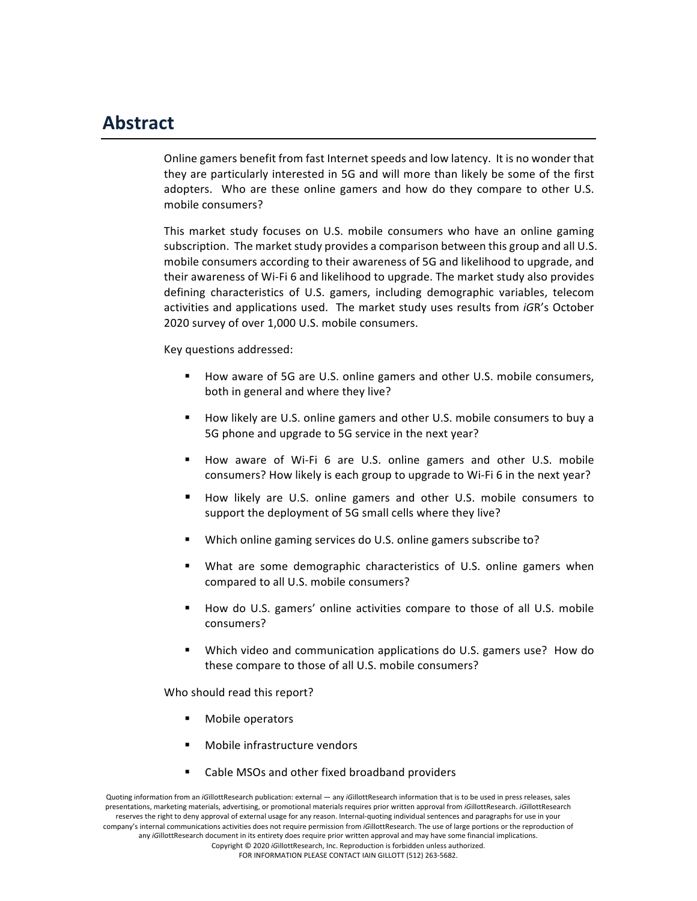## Abstract

Online gamers benefit from fast Internet speeds and low latency. It is no wonder that they are particularly interested in 5G and will more than likely be some of the first adopters. Who are these online gamers and how do they compare to other U.S. mobile consumers?

This market study focuses on U.S. mobile consumers who have an online gaming subscription. The market study provides a comparison between this group and all U.S. mobile consumers according to their awareness of 5G and likelihood to upgrade, and their awareness of Wi-Fi 6 and likelihood to upgrade. The market study also provides defining characteristics of U.S. gamers, including demographic variables, telecom activities and applications used. The market study uses results from *i*GR's October 2020 survey of over 1,000 U.S. mobile consumers.

Key questions addressed:

- How aware of 5G are U.S. online gamers and other U.S. mobile consumers, both in general and where they live?
- How likely are U.S. online gamers and other U.S. mobile consumers to buy a 5G phone and upgrade to 5G service in the next year?
- How aware of Wi-Fi 6 are U.S. online gamers and other U.S. mobile consumers? How likely is each group to upgrade to Wi-Fi 6 in the next year?
- How likely are U.S. online gamers and other U.S. mobile consumers to support the deployment of 5G small cells where they live?
- Which online gaming services do U.S. online gamers subscribe to?
- What are some demographic characteristics of U.S. online gamers when compared to all U.S. mobile consumers?
- How do U.S. gamers' online activities compare to those of all U.S. mobile consumers?
- Which video and communication applications do U.S. gamers use? How do these compare to those of all U.S. mobile consumers?

Who should read this report?

- Mobile operators
- Mobile infrastructure vendors
- Cable MSOs and other fixed broadband providers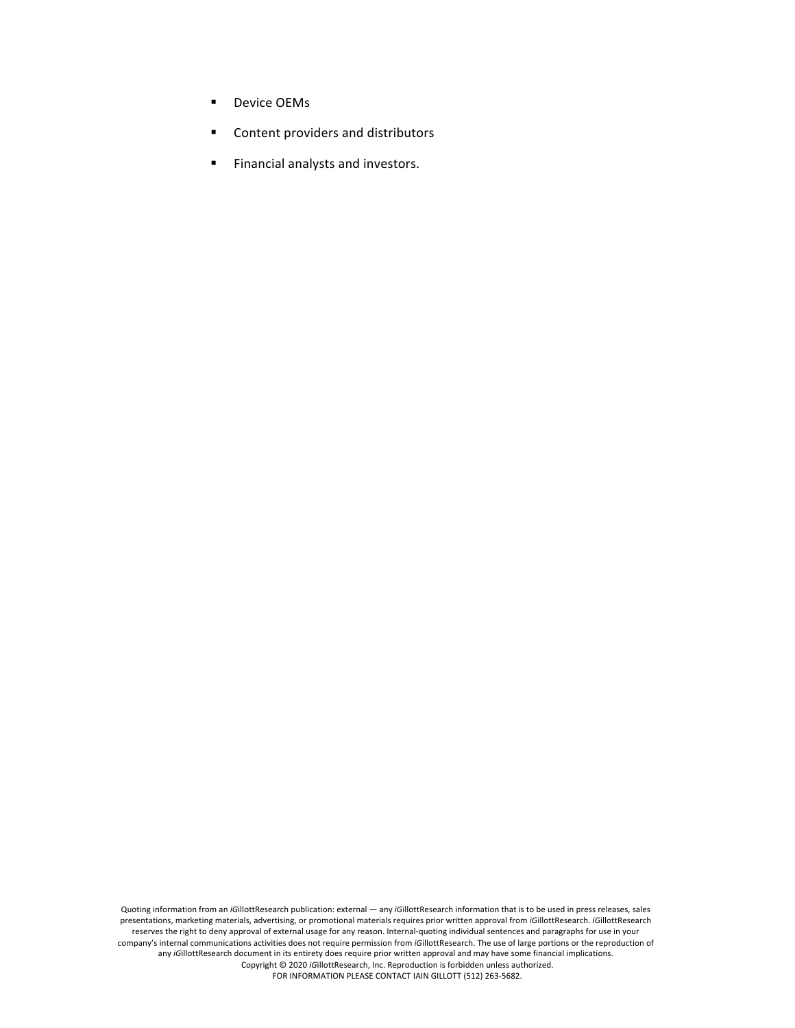- Device OEMs
- Content providers and distributors
- Financial analysts and investors.